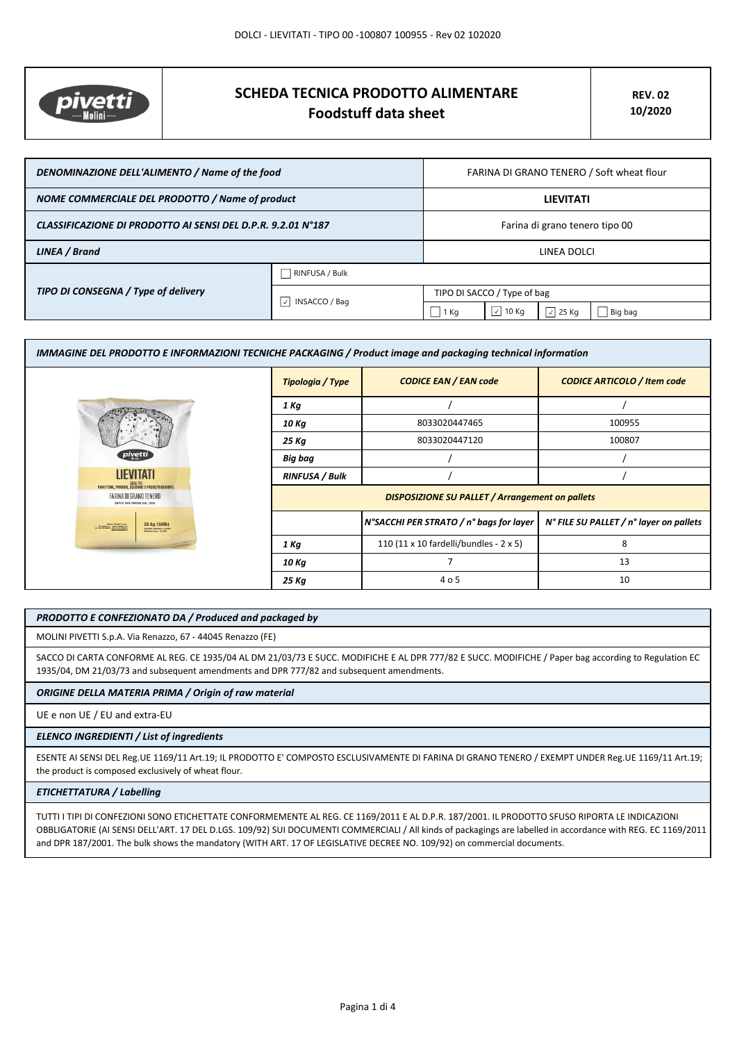# SCHEDA TECNICA PRODOTTO ALIMENTARE
## Foodstuff data sheet

**REV. 02**
**10/2020**

| | | | | | |
|---|---|---|---|---|---|
| ***DENOMINAZIONE DELL'ALIMENTO / Name of the food*** | | FARINA DI GRANO TENERO / Soft wheat flour | | | |
| ***NOME COMMERCIALE DEL PRODOTTO / Name of product*** | | **LIEVITATI** | | | |
| ***CLASSIFICAZIONE DI PRODOTTO AI SENSI DEL D.P.R. 9.2.01 N°187*** | | Farina di grano tenero tipo 00 | | | |
| ***LINEA / Brand*** | | LINEA DOLCI | | | |
| ***TIPO DI CONSEGNA / Type of delivery*** | ☐ RINFUSA / Bulk | | | | |
| | ☑ INSACCO / Bag | TIPO DI SACCO / Type of bag | | | |
| | | ☐ 1 Kg | ☑ 10 Kg | ☑ 25 Kg | ☐ Big bag |

***IMMAGINE DEL PRODOTTO E INFORMAZIONI TECNICHE PACKAGING / Product image and packaging technical information***

| ***Tipologia / Type*** | ***CODICE EAN / EAN code*** | ***CODICE ARTICOLO / Item code*** |
|---|---|---|
| ***1 Kg*** | / | / |
| ***10 Kg*** | 8033020447465 | 100955 |
| ***25 Kg*** | 8033020447120 | 100807 |
| ***Big bag*** | / | / |
| ***RINFUSA / Bulk*** | / | / |

***DISPOSIZIONE SU PALLET / Arrangement on pallets***

| | ***N°SACCHI PER STRATO / n° bags for layer*** | ***N° FILE SU PALLET / n° layer on pallets*** |
|---|---|---|
| ***1 Kg*** | 110 (11 x 10 fardelli/bundles - 2 x 5) | 8 |
| ***10 Kg*** | 7 | 13 |
| ***25 Kg*** | 4 o 5 | 10 |

***PRODOTTO E CONFEZIONATO DA / Produced and packaged by***

MOLINI PIVETTI S.p.A. Via Renazzo, 67 - 44045 Renazzo (FE)

SACCO DI CARTA CONFORME AL REG. CE 1935/04 AL DM 21/03/73 E SUCC. MODIFICHE E AL DPR 777/82 E SUCC. MODIFICHE / Paper bag according to Regulation EC 1935/04, DM 21/03/73 and subsequent amendments and DPR 777/82 and subsequent amendments.

***ORIGINE DELLA MATERIA PRIMA / Origin of raw material***

UE e non UE / EU and extra-EU

***ELENCO INGREDIENTI / List of ingredients***

ESENTE AI SENSI DEL Reg.UE 1169/11 Art.19; IL PRODOTTO E' COMPOSTO ESCLUSIVAMENTE DI FARINA DI GRANO TENERO / EXEMPT UNDER Reg.UE 1169/11 Art.19; the product is composed exclusively of wheat flour.

***ETICHETTATURA / Labelling***

TUTTI I TIPI DI CONFEZIONI SONO ETICHETTATE CONFORMEMENTE AL REG. CE 1169/2011 E AL D.P.R. 187/2001. IL PRODOTTO SFUSO RIPORTA LE INDICAZIONI OBBLIGATORIE (AI SENSI DELL'ART. 17 DEL D.LGS. 109/92) SUI DOCUMENTI COMMERCIALI / All kinds of packagings are labelled in accordance with REG. EC 1169/2011 and DPR 187/2001. The bulk shows the mandatory (WITH ART. 17 OF LEGISLATIVE DECREE NO. 109/92) on commercial documents.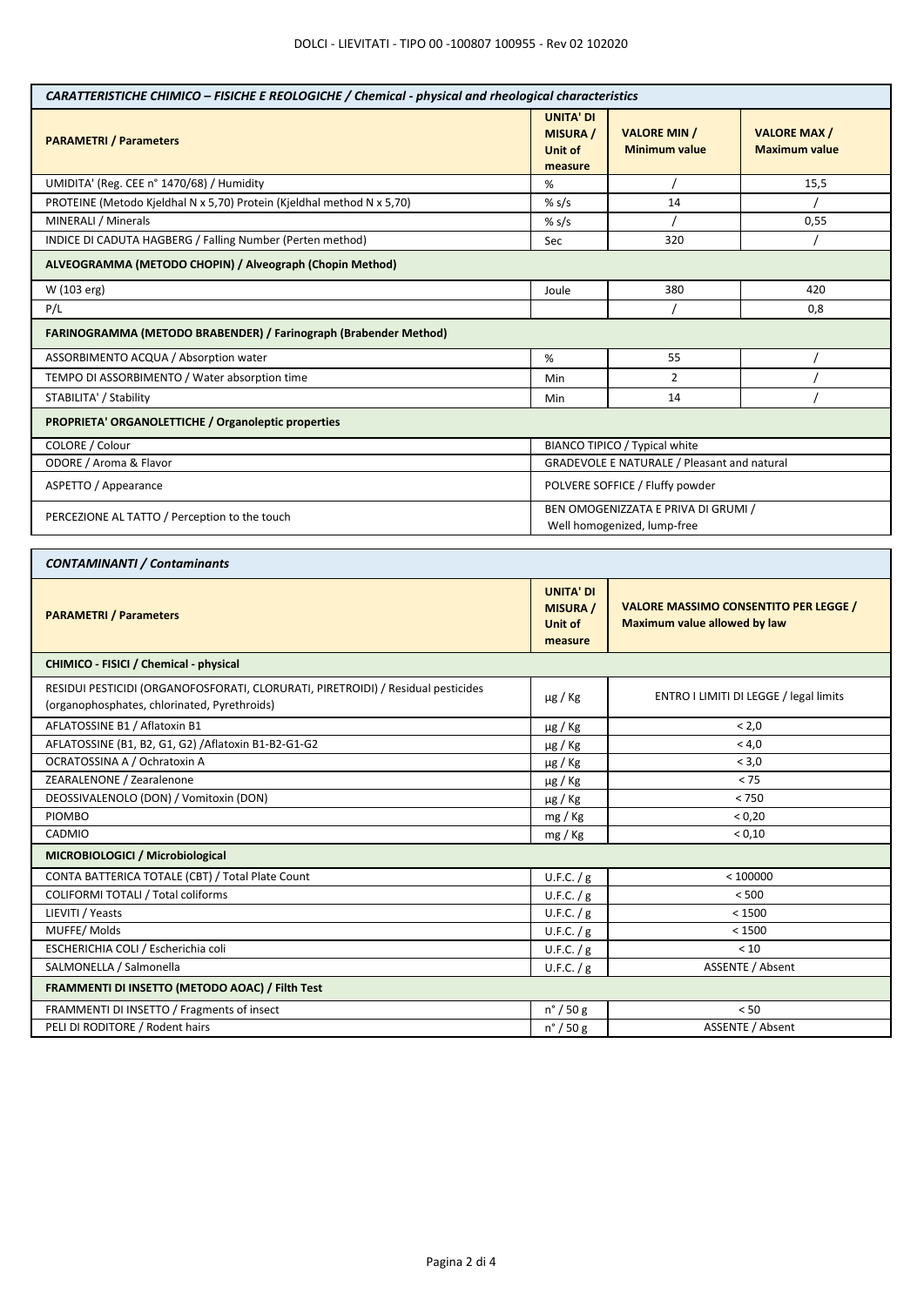| *CARATTERISTICHE CHIMICO – FISICHE E REOLOGICHE / Chemical - physical and rheological characteristics* | | | |
|---|---|---|---|
| **PARAMETRI / Parameters** | **UNITA' DI MISURA / Unit of measure** | **VALORE MIN / Minimum value** | **VALORE MAX / Maximum value** |
| UMIDITA' (Reg. CEE n° 1470/68) / Humidity | % | / | 15,5 |
| PROTEINE (Metodo Kjeldhal N x 5,70) Protein (Kjeldhal method N x 5,70) | % s/s | 14 | / |
| MINERALI / Minerals | % s/s | / | 0,55 |
| INDICE DI CADUTA HAGBERG / Falling Number (Perten method) | Sec | 320 | / |
| **ALVEOGRAMMA (METODO CHOPIN) / Alveograph (Chopin Method)** | | | |
| W (103 erg) | Joule | 380 | 420 |
| P/L | | / | 0,8 |
| **FARINOGRAMMA (METODO BRABENDER) / Farinograph (Brabender Method)** | | | |
| ASSORBIMENTO ACQUA / Absorption water | % | 55 | / |
| TEMPO DI ASSORBIMENTO / Water absorption time | Min | 2 | / |
| STABILITA' / Stability | Min | 14 | / |
| **PROPRIETA' ORGANOLETTICHE / Organoleptic properties** | | | |
| COLORE / Colour | BIANCO TIPICO / Typical white | | |
| ODORE / Aroma & Flavor | GRADEVOLE E NATURALE / Pleasant and natural | | |
| ASPETTO / Appearance | POLVERE SOFFICE / Fluffy powder | | |
| PERCEZIONE AL TATTO / Perception to the touch | BEN OMOGENIZZATA E PRIVA DI GRUMI / Well homogenized, lump-free | | |

| *CONTAMINANTI / Contaminants* | | |
|---|---|---|
| **PARAMETRI / Parameters** | **UNITA' DI MISURA / Unit of measure** | **VALORE MASSIMO CONSENTITO PER LEGGE / Maximum value allowed by law** |
| **CHIMICO - FISICI / Chemical - physical** | | |
| RESIDUI PESTICIDI (ORGANOFOSFORATI, CLORURATI, PIRETROIDI) / Residual pesticides (organophosphates, chlorinated, Pyrethroids) | µg / Kg | ENTRO I LIMITI DI LEGGE / legal limits |
| AFLATOSSINE B1 / Aflatoxin B1 | µg / Kg | < 2,0 |
| AFLATOSSINE (B1, B2, G1, G2) /Aflatoxin B1-B2-G1-G2 | µg / Kg | < 4,0 |
| OCRATOSSINA A / Ochratoxin A | µg / Kg | < 3,0 |
| ZEARALENONE / Zearalenone | µg / Kg | < 75 |
| DEOSSIVALENOLO (DON) / Vomitoxin (DON) | µg / Kg | < 750 |
| PIOMBO | mg / Kg | < 0,20 |
| CADMIO | mg / Kg | < 0,10 |
| **MICROBIOLOGICI / Microbiological** | | |
| CONTA BATTERICA TOTALE (CBT) / Total Plate Count | U.F.C. / g | < 100000 |
| COLIFORMI TOTALI / Total coliforms | U.F.C. / g | < 500 |
| LIEVITI / Yeasts | U.F.C. / g | < 1500 |
| MUFFE/ Molds | U.F.C. / g | < 1500 |
| ESCHERICHIA COLI / Escherichia coli | U.F.C. / g | < 10 |
| SALMONELLA / Salmonella | U.F.C. / g | ASSENTE / Absent |
| **FRAMMENTI DI INSETTO (METODO AOAC) / Filth Test** | | |
| FRAMMENTI DI INSETTO / Fragments of insect | n° / 50 g | < 50 |
| PELI DI RODITORE / Rodent hairs | n° / 50 g | ASSENTE / Absent |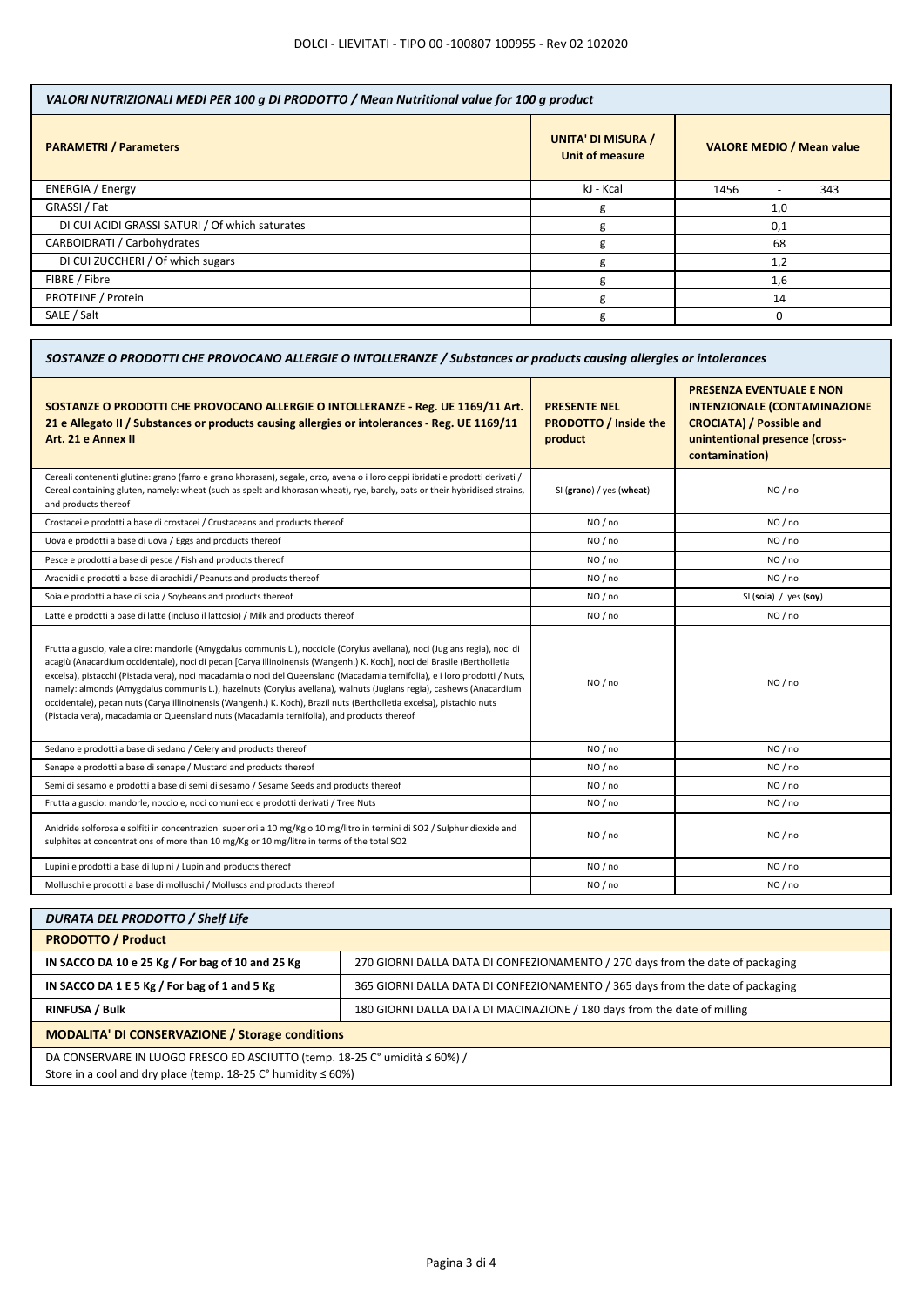| VALORI NUTRIZIONALI MEDI PER 100 g DI PRODOTTO / Mean Nutritional value for 100 g product | | |
|---|---|---|
| **PARAMETRI / Parameters** | **UNITA' DI MISURA / Unit of measure** | **VALORE MEDIO / Mean value** |
| ENERGIA / Energy | kJ - Kcal | 1456 - 343 |
| GRASSI / Fat | g | 1,0 |
| DI CUI ACIDI GRASSI SATURI / Of which saturates | g | 0,1 |
| CARBOIDRATI / Carbohydrates | g | 68 |
| DI CUI ZUCCHERI / Of which sugars | g | 1,2 |
| FIBRE / Fibre | g | 1,6 |
| PROTEINE / Protein | g | 14 |
| SALE / Salt | g | 0 |

| SOSTANZE O PRODOTTI CHE PROVOCANO ALLERGIE O INTOLLERANZE / Substances or products causing allergies or intolerances | | |
|---|---|---|
| **SOSTANZE O PRODOTTI CHE PROVOCANO ALLERGIE O INTOLLERANZE - Reg. UE 1169/11 Art. 21 e Allegato II / Substances or products causing allergies or intolerances - Reg. UE 1169/11 Art. 21 e Annex II** | **PRESENTE NEL PRODOTTO / Inside the product** | **PRESENZA EVENTUALE E NON INTENZIONALE (CONTAMINAZIONE CROCIATA) / Possible and unintentional presence (cross-contamination)** |
| Cereali contenenti glutine: grano (farro e grano khorasan), segale, orzo, avena o i loro ceppi ibridati e prodotti derivati / Cereal containing gluten, namely: wheat (such as spelt and khorasan wheat), rye, barely, oats or their hybridised strains, and products thereof | SI (**grano**) / yes (**wheat**) | NO / no |
| Crostacei e prodotti a base di crostacei / Crustaceans and products thereof | NO / no | NO / no |
| Uova e prodotti a base di uova / Eggs and products thereof | NO / no | NO / no |
| Pesce e prodotti a base di pesce / Fish and products thereof | NO / no | NO / no |
| Arachidi e prodotti a base di arachidi / Peanuts and products thereof | NO / no | NO / no |
| Soia e prodotti a base di soia / Soybeans and products thereof | NO / no | SI (**soia**) / yes (**soy**) |
| Latte e prodotti a base di latte (incluso il lattosio) / Milk and products thereof | NO / no | NO / no |
| Frutta a guscio, vale a dire: mandorle (Amygdalus communis L.), nocciole (Corylus avellana), noci (Juglans regia), noci di acagiù (Anacardium occidentale), noci di pecan [Carya illinoinensis (Wangenh.) K. Koch], noci del Brasile (Bertholletia excelsa), pistacchi (Pistacia vera), noci macadamia o noci del Queensland (Macadamia ternifolia), e i loro prodotti / Nuts, namely: almonds (Amygdalus communis L.), hazelnuts (Corylus avellana), walnuts (Juglans regia), cashews (Anacardium occidentale), pecan nuts (Carya illinoinensis (Wangenh.) K. Koch), Brazil nuts (Bertholletia excelsa), pistachio nuts (Pistacia vera), macadamia or Queensland nuts (Macadamia ternifolia), and products thereof | NO / no | NO / no |
| Sedano e prodotti a base di sedano / Celery and products thereof | NO / no | NO / no |
| Senape e prodotti a base di senape / Mustard and products thereof | NO / no | NO / no |
| Semi di sesamo e prodotti a base di semi di sesamo / Sesame Seeds and products thereof | NO / no | NO / no |
| Frutta a guscio: mandorle, nocciole, noci comuni ecc e prodotti derivati / Tree Nuts | NO / no | NO / no |
| Anidride solforosa e solfiti in concentrazioni superiori a 10 mg/Kg o 10 mg/litro in termini di SO2 / Sulphur dioxide and sulphites at concentrations of more than 10 mg/Kg or 10 mg/litre in terms of the total SO2 | NO / no | NO / no |
| Lupini e prodotti a base di lupini / Lupin and products thereof | NO / no | NO / no |
| Molluschi e prodotti a base di molluschi / Molluscs and products thereof | NO / no | NO / no |

| DURATA DEL PRODOTTO / Shelf Life | |
|---|---|
| **PRODOTTO / Product** | |
| **IN SACCO DA 10 e 25 Kg / For bag of 10 and 25 Kg** | 270 GIORNI DALLA DATA DI CONFEZIONAMENTO / 270 days from the date of packaging |
| **IN SACCO DA 1 E 5 Kg / For bag of 1 and 5 Kg** | 365 GIORNI DALLA DATA DI CONFEZIONAMENTO / 365 days from the date of packaging |
| **RINFUSA / Bulk** | 180 GIORNI DALLA DATA DI MACINAZIONE / 180 days from the date of milling |
| **MODALITA' DI CONSERVAZIONE / Storage conditions** | |
| DA CONSERVARE IN LUOGO FRESCO ED ASCIUTTO (temp. 18-25 C° umidità ≤ 60%) / Store in a cool and dry place (temp. 18-25 C° humidity ≤ 60%) | |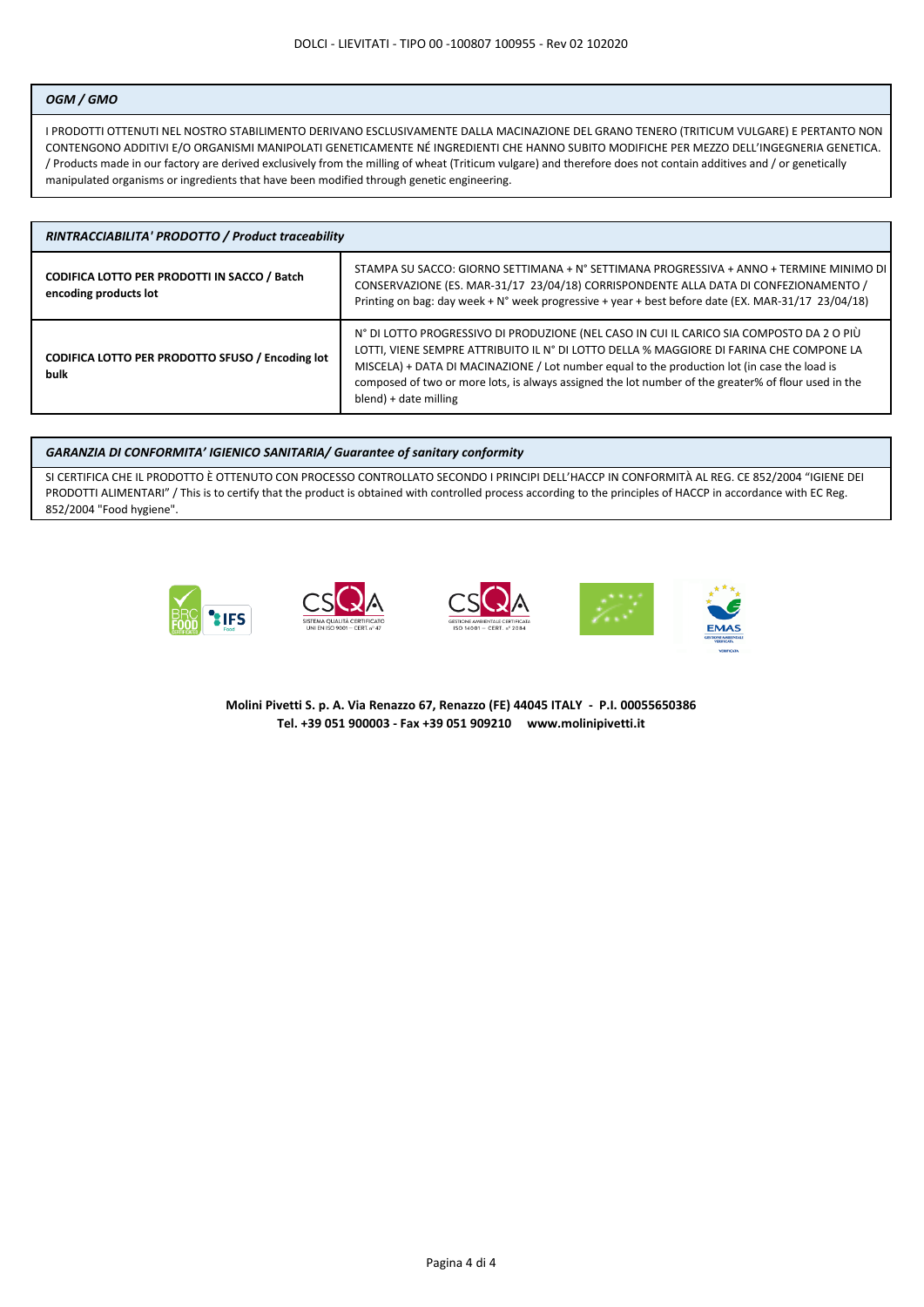## *OGM / GMO*

I PRODOTTI OTTENUTI NEL NOSTRO STABILIMENTO DERIVANO ESCLUSIVAMENTE DALLA MACINAZIONE DEL GRANO TENERO (TRITICUM VULGARE) E PERTANTO NON CONTENGONO ADDITIVI E/O ORGANISMI MANIPOLATI GENETICAMENTE NÉ INGREDIENTI CHE HANNO SUBITO MODIFICHE PER MEZZO DELL'INGEGNERIA GENETICA. / Products made in our factory are derived exclusively from the milling of wheat (Triticum vulgare) and therefore does not contain additives and / or genetically manipulated organisms or ingredients that have been modified through genetic engineering.

## *RINTRACCIABILITA' PRODOTTO / Product traceability*

| | |
|---|---|
| **CODIFICA LOTTO PER PRODOTTI IN SACCO / Batch encoding products lot** | STAMPA SU SACCO: GIORNO SETTIMANA + N° SETTIMANA PROGRESSIVA + ANNO + TERMINE MINIMO DI CONSERVAZIONE (ES. MAR-31/17 23/04/18) CORRISPONDENTE ALLA DATA DI CONFEZIONAMENTO / Printing on bag: day week + N° week progressive + year + best before date (EX. MAR-31/17 23/04/18) |
| **CODIFICA LOTTO PER PRODOTTO SFUSO / Encoding lot bulk** | N° DI LOTTO PROGRESSIVO DI PRODUZIONE (NEL CASO IN CUI IL CARICO SIA COMPOSTO DA 2 O PIÙ LOTTI, VIENE SEMPRE ATTRIBUITO IL N° DI LOTTO DELLA % MAGGIORE DI FARINA CHE COMPONE LA MISCELA) + DATA DI MACINAZIONE / Lot number equal to the production lot (in case the load is composed of two or more lots, is always assigned the lot number of the greater% of flour used in the blend) + date milling |

## *GARANZIA DI CONFORMITA' IGIENICO SANITARIA/ Guarantee of sanitary conformity*

SI CERTIFICA CHE IL PRODOTTO È OTTENUTO CON PROCESSO CONTROLLATO SECONDO I PRINCIPI DELL'HACCP IN CONFORMITÀ AL REG. CE 852/2004 "IGIENE DEI PRODOTTI ALIMENTARI" / This is to certify that the product is obtained with controlled process according to the principles of HACCP in accordance with EC Reg. 852/2004 "Food hygiene".

BRC FOOD CERTIFICATED | IFS Food | CSQA SISTEMA QUALITÀ CERTIFICATO UNI EN ISO 9001 – CERT. n° 47 | CSQA GESTIONE AMBIENTALE CERTIFICATA ISO 14001 – CERT. n° 2084 | EMAS GESTIONE AMBIENTALE VERIFICATA

**Molini Pivetti S. p. A. Via Renazzo 67, Renazzo (FE) 44045 ITALY - P.I. 00055650386**
**Tel. +39 051 900003 - Fax +39 051 909210 www.molinipivetti.it**